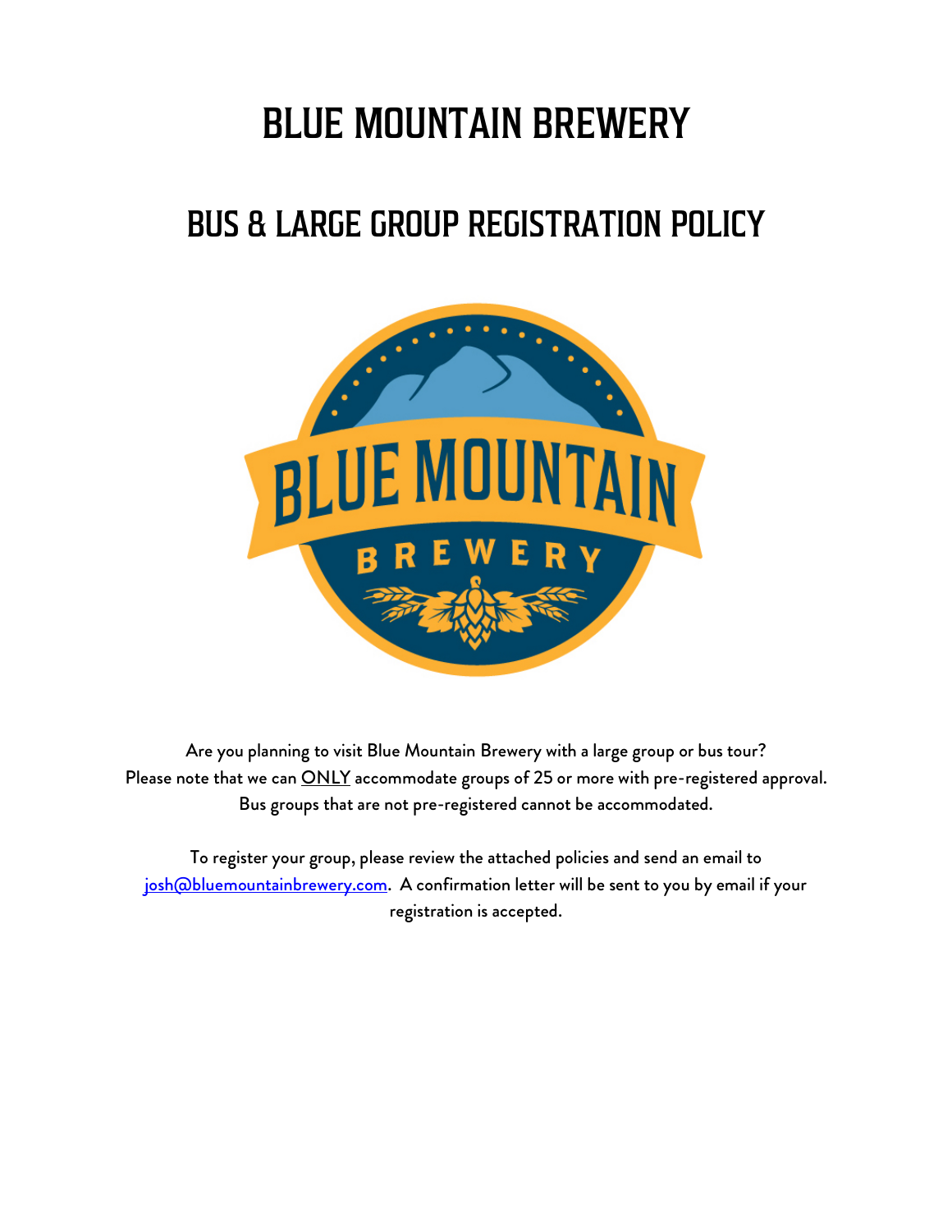# BLUE MOUNTAIN BREWERY

## BUS & LARGE GROUP REGISTRATION POLICY

Are you planning to visit Blue Mountain Brewery with a large group or bus tour?
Please note that we can ONLY accommodate groups of 25 or more with pre-registered approval.
Bus groups that are not pre-registered cannot be accommodated.

To register your group, please review the attached policies and send an email to josh@bluemountainbrewery.com. A confirmation letter will be sent to you by email if your registration is accepted.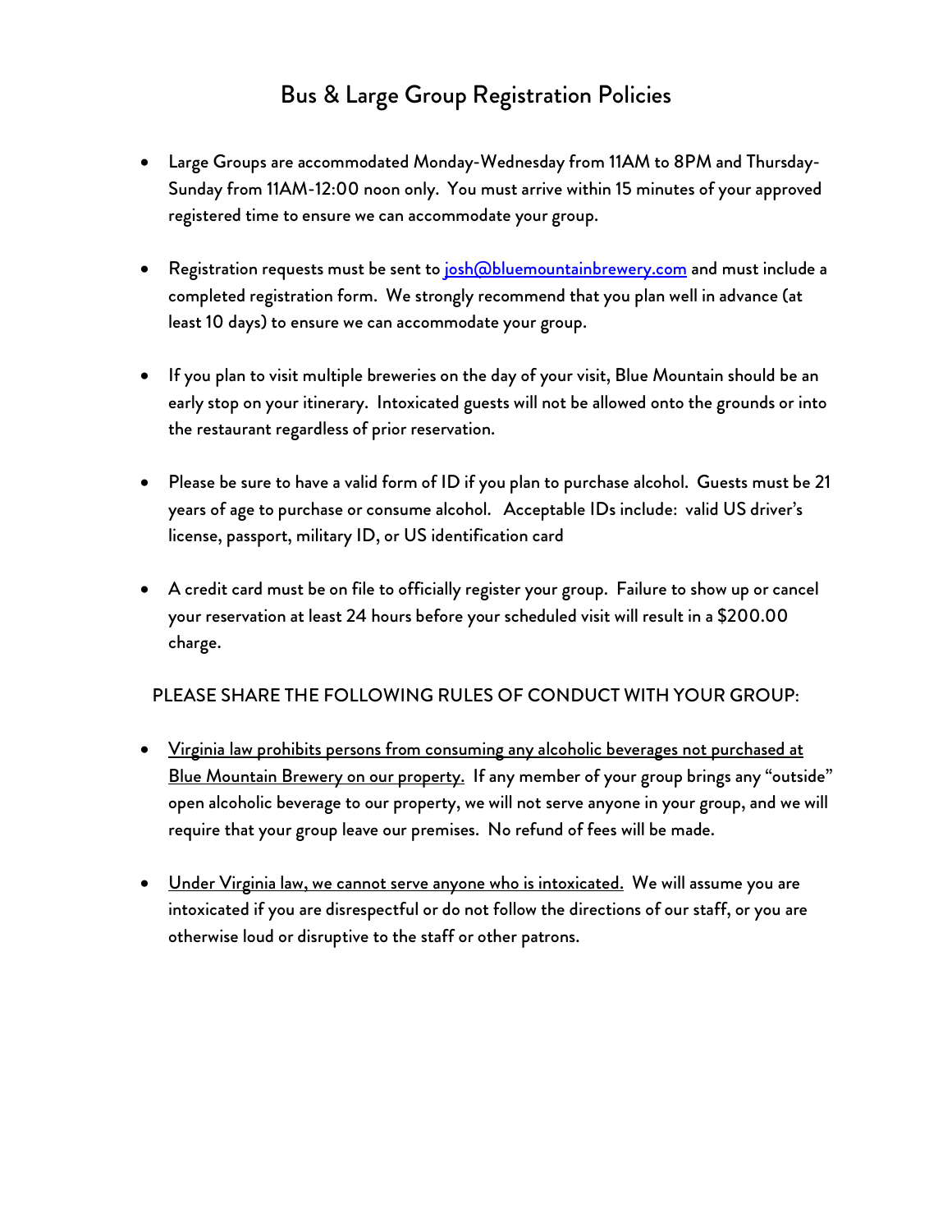# Bus & Large Group Registration Policies

- Large Groups are accommodated Monday-Wednesday from 11AM to 8PM and Thursday-Sunday from 11AM-12:00 noon only. You must arrive within 15 minutes of your approved registered time to ensure we can accommodate your group.

- Registration requests must be sent to [josh@bluemountainbrewery.com](mailto:josh@bluemountainbrewery.com) and must include a completed registration form. We strongly recommend that you plan well in advance (at least 10 days) to ensure we can accommodate your group.

- If you plan to visit multiple breweries on the day of your visit, Blue Mountain should be an early stop on your itinerary. Intoxicated guests will not be allowed onto the grounds or into the restaurant regardless of prior reservation.

- Please be sure to have a valid form of ID if you plan to purchase alcohol. Guests must be 21 years of age to purchase or consume alcohol. Acceptable IDs include: valid US driver's license, passport, military ID, or US identification card

- A credit card must be on file to officially register your group. Failure to show up or cancel your reservation at least 24 hours before your scheduled visit will result in a $200.00 charge.

PLEASE SHARE THE FOLLOWING RULES OF CONDUCT WITH YOUR GROUP:

- <u>Virginia law prohibits persons from consuming any alcoholic beverages not purchased at Blue Mountain Brewery on our property.</u> If any member of your group brings any "outside" open alcoholic beverage to our property, we will not serve anyone in your group, and we will require that your group leave our premises. No refund of fees will be made.

- <u>Under Virginia law, we cannot serve anyone who is intoxicated.</u> We will assume you are intoxicated if you are disrespectful or do not follow the directions of our staff, or you are otherwise loud or disruptive to the staff or other patrons.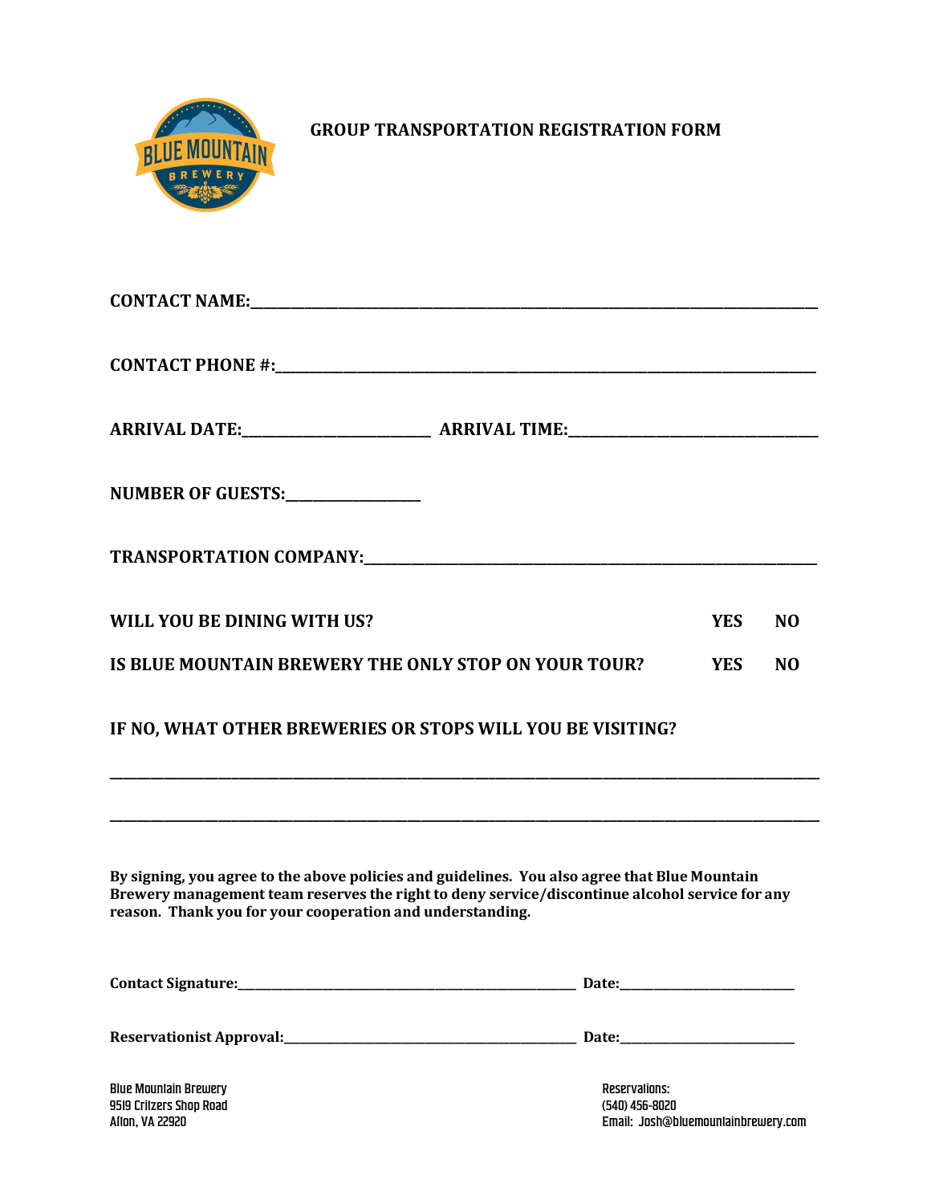# GROUP TRANSPORTATION REGISTRATION FORM

**CONTACT NAME:**_______________________________________________

**CONTACT PHONE #:**_______________________________________________

**ARRIVAL DATE:**_________________ **ARRIVAL TIME:**_________________

**NUMBER OF GUESTS:**_____________

**TRANSPORTATION COMPANY:**_______________________________________

**WILL YOU BE DINING WITH US?** **YES** **NO**

**IS BLUE MOUNTAIN BREWERY THE ONLY STOP ON YOUR TOUR?** **YES** **NO**

**IF NO, WHAT OTHER BREWERIES OR STOPS WILL YOU BE VISITING?**

___________________________________________________________________

___________________________________________________________________

**By signing, you agree to the above policies and guidelines. You also agree that Blue Mountain Brewery management team reserves the right to deny service/discontinue alcohol service for any reason. Thank you for your cooperation and understanding.**

**Contact Signature:**_______________________________ **Date:**_______________

**Reservationist Approval:**__________________________ **Date:**_______________

Blue Mountain Brewery
9519 Critzers Shop Road
Afton, VA 22920

Reservations:
(540) 456-8020
Email: Josh@bluemountainbrewery.com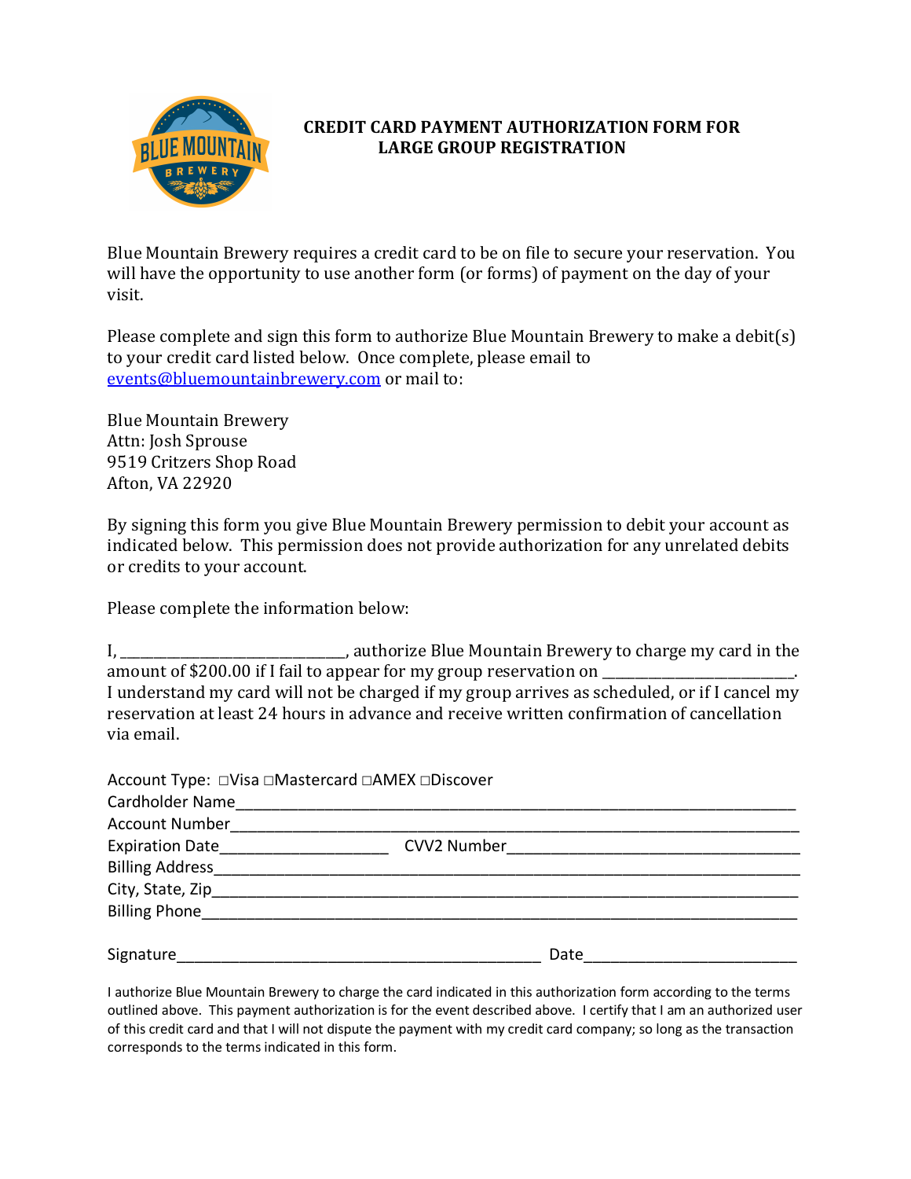# CREDIT CARD PAYMENT AUTHORIZATION FORM FOR LARGE GROUP REGISTRATION

Blue Mountain Brewery requires a credit card to be on file to secure your reservation. You will have the opportunity to use another form (or forms) of payment on the day of your visit.

Please complete and sign this form to authorize Blue Mountain Brewery to make a debit(s) to your credit card listed below. Once complete, please email to events@bluemountainbrewery.com or mail to:

Blue Mountain Brewery
Attn: Josh Sprouse
9519 Critzers Shop Road
Afton, VA 22920

By signing this form you give Blue Mountain Brewery permission to debit your account as indicated below. This permission does not provide authorization for any unrelated debits or credits to your account.

Please complete the information below:

I, ______________________________, authorize Blue Mountain Brewery to charge my card in the amount of $200.00 if I fail to appear for my group reservation on _________________________. I understand my card will not be charged if my group arrives as scheduled, or if I cancel my reservation at least 24 hours in advance and receive written confirmation of cancellation via email.

Account Type: □Visa □Mastercard □AMEX □Discover

Cardholder Name_______________________________________________________________

Account Number_______________________________________________________________

Expiration Date____________________ CVV2 Number__________________________________

Billing Address_________________________________________________________________

City, State, Zip_________________________________________________________________

Billing Phone___________________________________________________________________

Signature_____________________________________________ Date________________________

I authorize Blue Mountain Brewery to charge the card indicated in this authorization form according to the terms outlined above. This payment authorization is for the event described above. I certify that I am an authorized user of this credit card and that I will not dispute the payment with my credit card company; so long as the transaction corresponds to the terms indicated in this form.